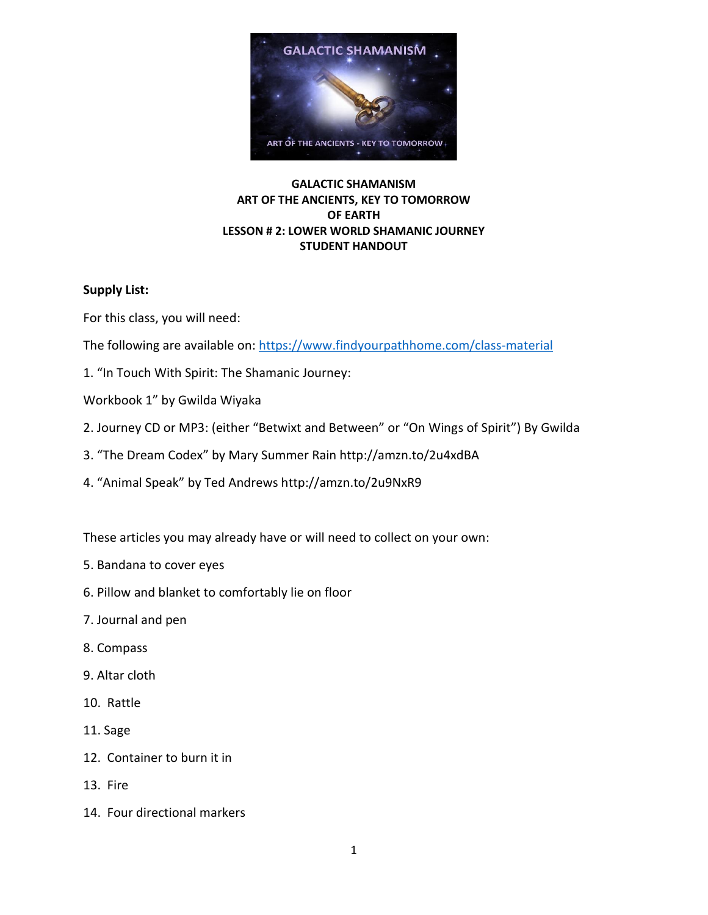**GALACTIC SHAMANISM**
**ART OF THE ANCIENTS, KEY TO TOMORROW**
**OF EARTH**
**LESSON # 2: LOWER WORLD SHAMANIC JOURNEY**
**STUDENT HANDOUT**

**Supply List:**

For this class, you will need:

The following are available on: https://www.findyourpathhome.com/class-material

1. "In Touch With Spirit: The Shamanic Journey:

Workbook 1" by Gwilda Wiyaka

2. Journey CD or MP3: (either "Betwixt and Between" or "On Wings of Spirit") By Gwilda

3. "The Dream Codex" by Mary Summer Rain http://amzn.to/2u4xdBA

4. "Animal Speak" by Ted Andrews http://amzn.to/2u9NxR9

These articles you may already have or will need to collect on your own:

5. Bandana to cover eyes

6. Pillow and blanket to comfortably lie on floor

7. Journal and pen

8. Compass

9. Altar cloth

10. Rattle

11. Sage

12. Container to burn it in

13. Fire

14. Four directional markers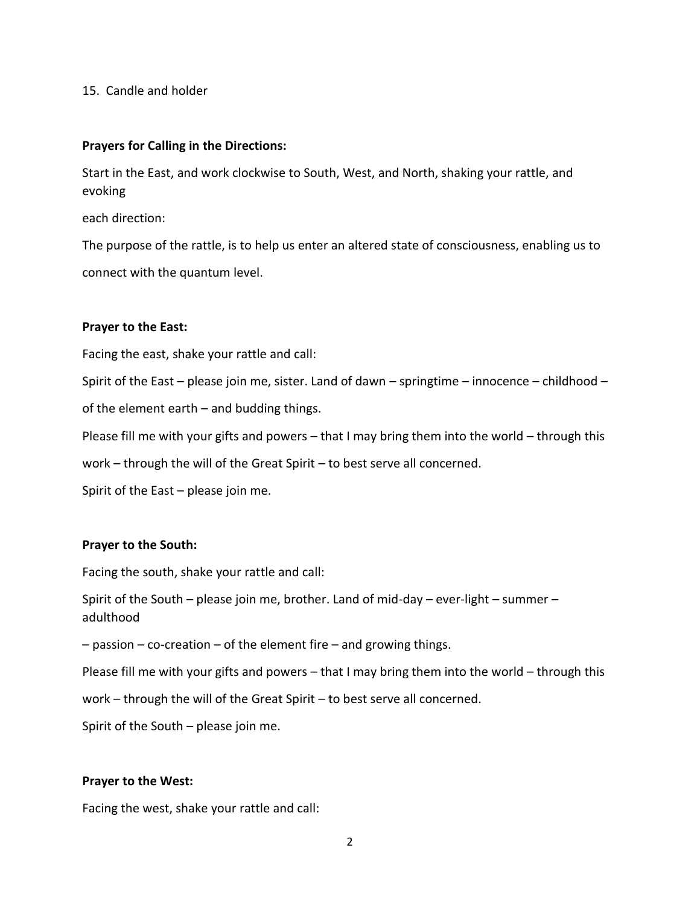15. Candle and holder

**Prayers for Calling in the Directions:**

Start in the East, and work clockwise to South, West, and North, shaking your rattle, and evoking each direction:

The purpose of the rattle, is to help us enter an altered state of consciousness, enabling us to connect with the quantum level.

**Prayer to the East:**

Facing the east, shake your rattle and call:

Spirit of the East – please join me, sister. Land of dawn – springtime – innocence – childhood – of the element earth – and budding things.

Please fill me with your gifts and powers – that I may bring them into the world – through this work – through the will of the Great Spirit – to best serve all concerned.

Spirit of the East – please join me.

**Prayer to the South:**

Facing the south, shake your rattle and call:

Spirit of the South – please join me, brother. Land of mid-day – ever-light – summer – adulthood – passion – co-creation – of the element fire – and growing things.

Please fill me with your gifts and powers – that I may bring them into the world – through this work – through the will of the Great Spirit – to best serve all concerned.

Spirit of the South – please join me.

**Prayer to the West:**

Facing the west, shake your rattle and call: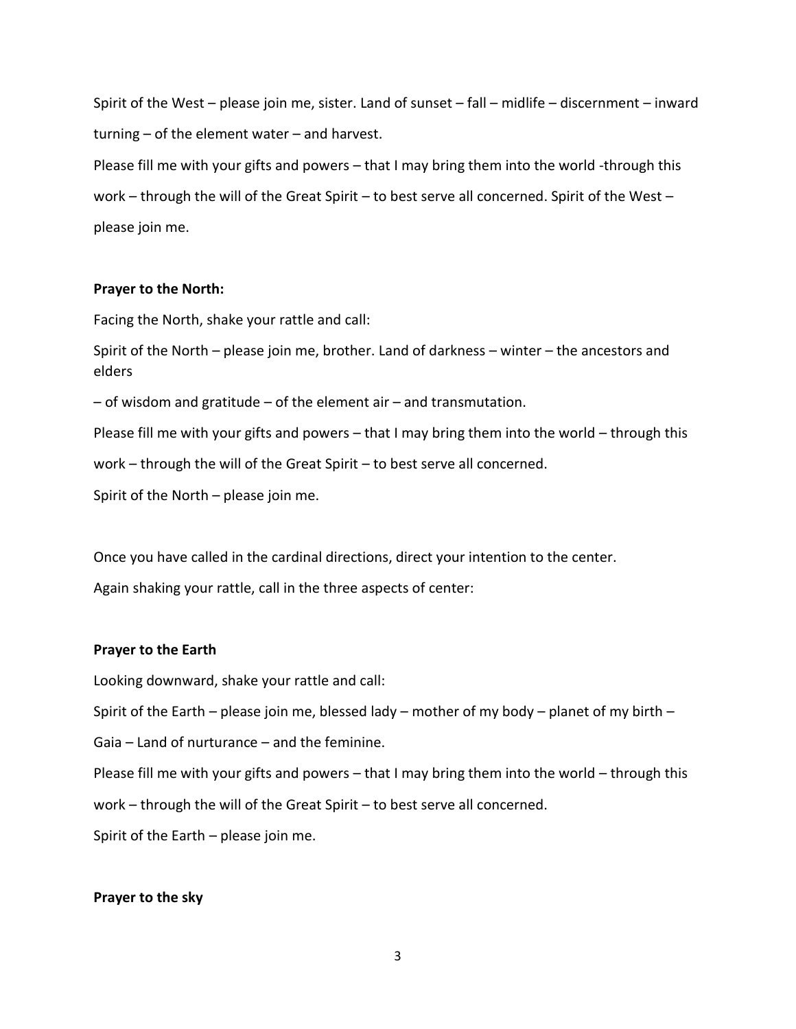Spirit of the West – please join me, sister. Land of sunset – fall – midlife – discernment – inward turning – of the element water – and harvest.

Please fill me with your gifts and powers – that I may bring them into the world -through this work – through the will of the Great Spirit – to best serve all concerned. Spirit of the West – please join me.

**Prayer to the North:**

Facing the North, shake your rattle and call:

Spirit of the North – please join me, brother. Land of darkness – winter – the ancestors and elders

– of wisdom and gratitude – of the element air – and transmutation.

Please fill me with your gifts and powers – that I may bring them into the world – through this work – through the will of the Great Spirit – to best serve all concerned.

Spirit of the North – please join me.

Once you have called in the cardinal directions, direct your intention to the center.

Again shaking your rattle, call in the three aspects of center:

**Prayer to the Earth**

Looking downward, shake your rattle and call:

Spirit of the Earth – please join me, blessed lady – mother of my body – planet of my birth – Gaia – Land of nurturance – and the feminine.

Please fill me with your gifts and powers – that I may bring them into the world – through this work – through the will of the Great Spirit – to best serve all concerned.

Spirit of the Earth – please join me.

**Prayer to the sky**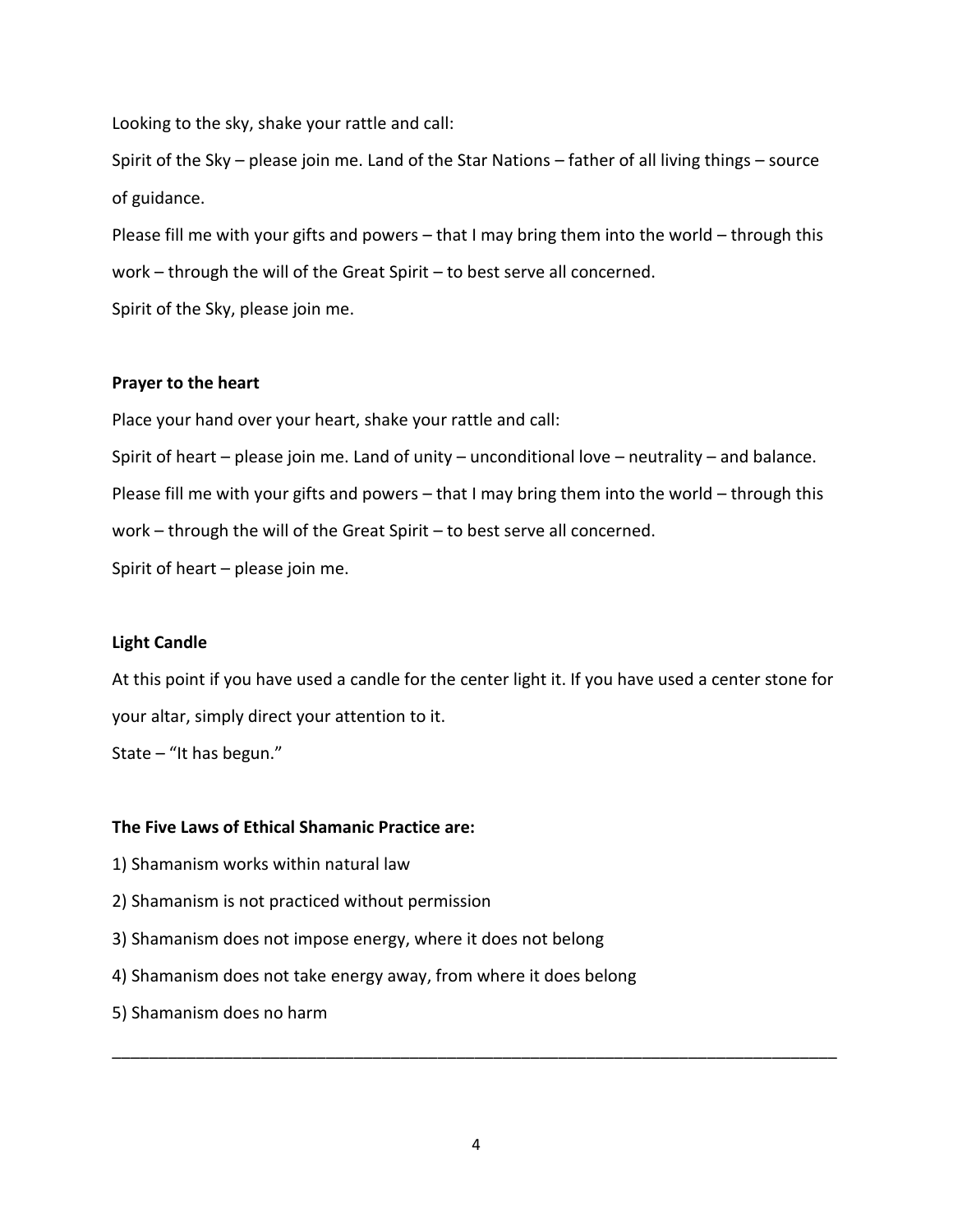Looking to the sky, shake your rattle and call:

Spirit of the Sky – please join me. Land of the Star Nations – father of all living things – source of guidance.

Please fill me with your gifts and powers – that I may bring them into the world – through this work – through the will of the Great Spirit – to best serve all concerned.

Spirit of the Sky, please join me.

**Prayer to the heart**

Place your hand over your heart, shake your rattle and call:

Spirit of heart – please join me. Land of unity – unconditional love – neutrality – and balance.

Please fill me with your gifts and powers – that I may bring them into the world – through this work – through the will of the Great Spirit – to best serve all concerned.

Spirit of heart – please join me.

**Light Candle**

At this point if you have used a candle for the center light it. If you have used a center stone for your altar, simply direct your attention to it.

State – "It has begun."

**The Five Laws of Ethical Shamanic Practice are:**

1) Shamanism works within natural law
2) Shamanism is not practiced without permission
3) Shamanism does not impose energy, where it does not belong
4) Shamanism does not take energy away, from where it does belong
5) Shamanism does no harm

---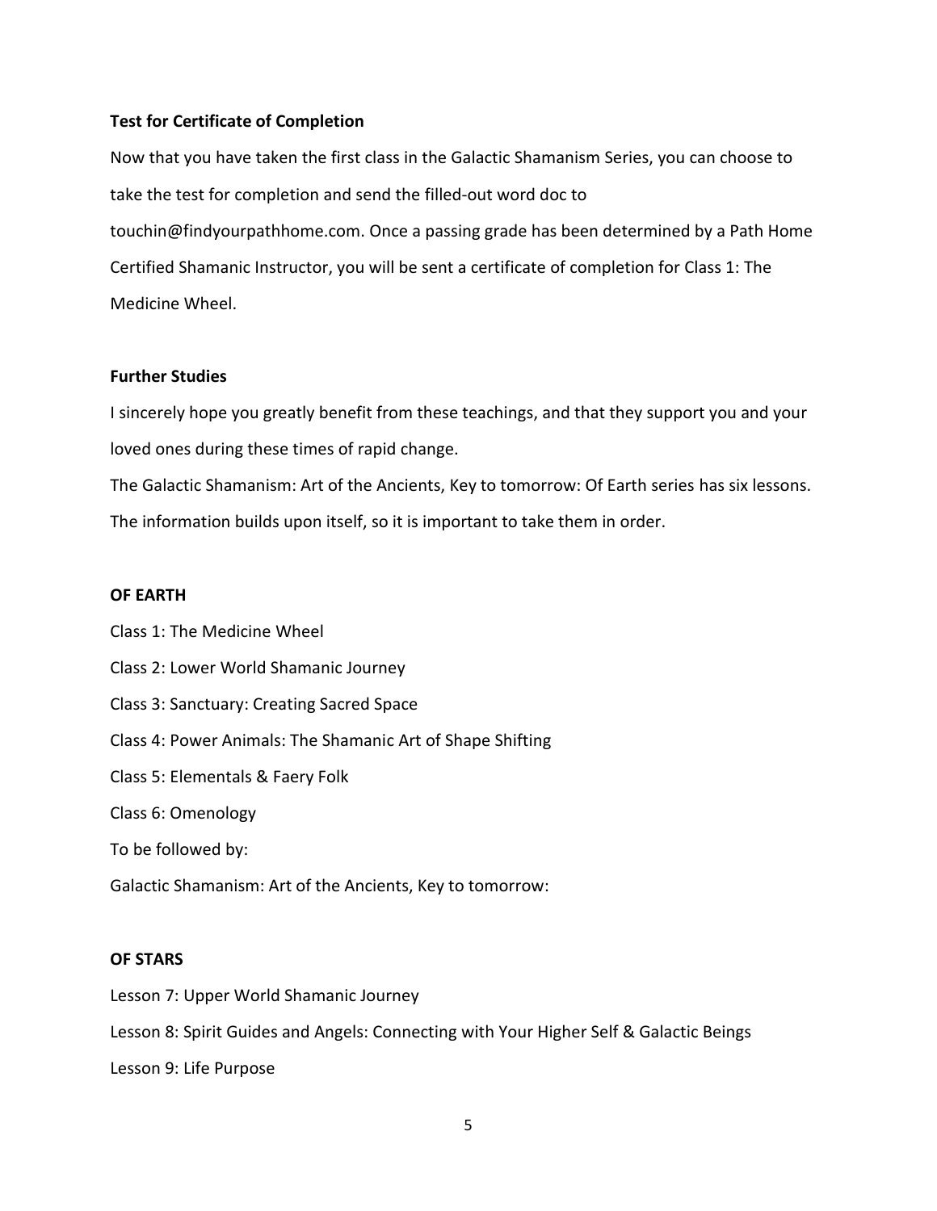**Test for Certificate of Completion**

Now that you have taken the first class in the Galactic Shamanism Series, you can choose to take the test for completion and send the filled-out word doc to touchin@findyourpathhome.com. Once a passing grade has been determined by a Path Home Certified Shamanic Instructor, you will be sent a certificate of completion for Class 1: The Medicine Wheel.

**Further Studies**

I sincerely hope you greatly benefit from these teachings, and that they support you and your loved ones during these times of rapid change.

The Galactic Shamanism: Art of the Ancients, Key to tomorrow: Of Earth series has six lessons. The information builds upon itself, so it is important to take them in order.

**OF EARTH**

Class 1: The Medicine Wheel

Class 2: Lower World Shamanic Journey

Class 3: Sanctuary: Creating Sacred Space

Class 4: Power Animals: The Shamanic Art of Shape Shifting

Class 5: Elementals & Faery Folk

Class 6: Omenology

To be followed by:

Galactic Shamanism: Art of the Ancients, Key to tomorrow:

**OF STARS**

Lesson 7: Upper World Shamanic Journey

Lesson 8: Spirit Guides and Angels: Connecting with Your Higher Self & Galactic Beings

Lesson 9: Life Purpose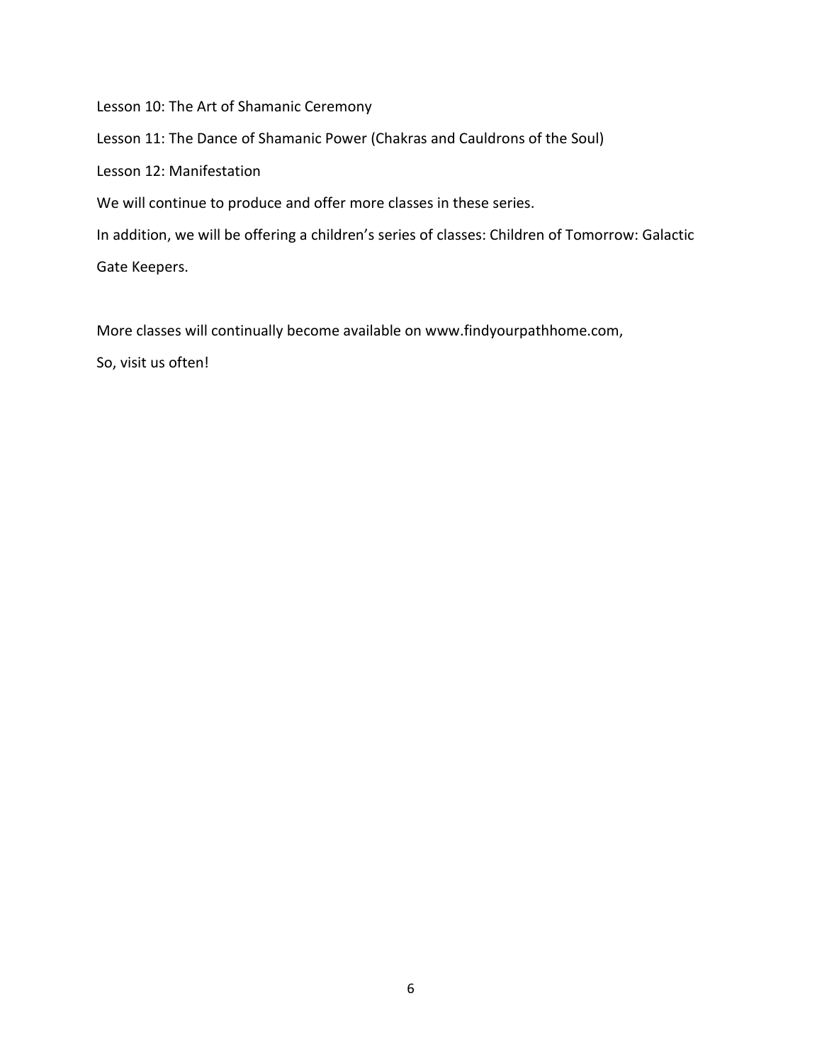Lesson 10: The Art of Shamanic Ceremony

Lesson 11: The Dance of Shamanic Power (Chakras and Cauldrons of the Soul)

Lesson 12: Manifestation

We will continue to produce and offer more classes in these series.

In addition, we will be offering a children's series of classes: Children of Tomorrow: Galactic Gate Keepers.

More classes will continually become available on www.findyourpathhome.com,

So, visit us often!